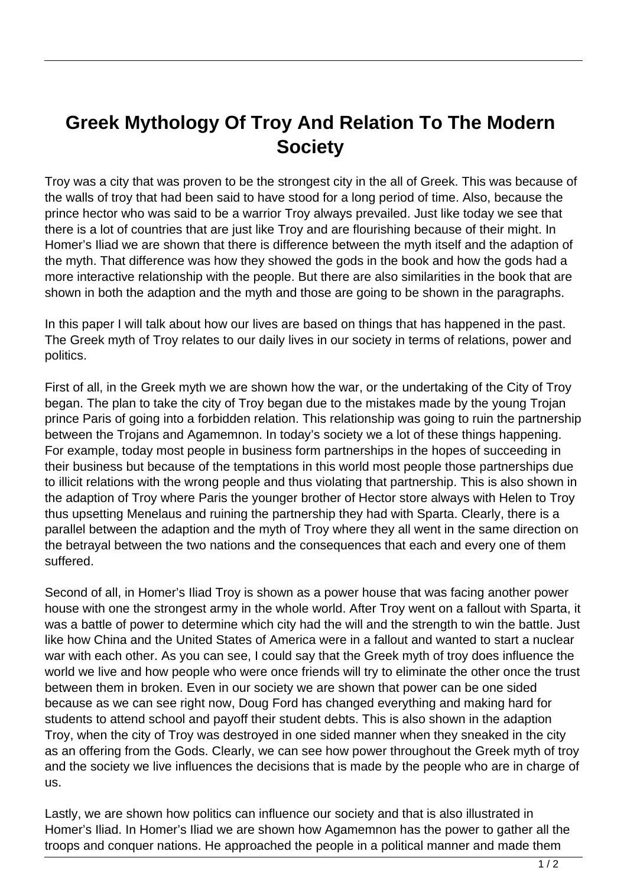# Greek Mythology Of Troy And Relation To The Modern Society

Troy was a city that was proven to be the strongest city in the all of Greek. This was because of the walls of troy that had been said to have stood for a long period of time. Also, because the prince hector who was said to be a warrior Troy always prevailed. Just like today we see that there is a lot of countries that are just like Troy and are flourishing because of their might. In Homer's Iliad we are shown that there is difference between the myth itself and the adaption of the myth. That difference was how they showed the gods in the book and how the gods had a more interactive relationship with the people. But there are also similarities in the book that are shown in both the adaption and the myth and those are going to be shown in the paragraphs.

In this paper I will talk about how our lives are based on things that has happened in the past. The Greek myth of Troy relates to our daily lives in our society in terms of relations, power and politics.

First of all, in the Greek myth we are shown how the war, or the undertaking of the City of Troy began. The plan to take the city of Troy began due to the mistakes made by the young Trojan prince Paris of going into a forbidden relation. This relationship was going to ruin the partnership between the Trojans and Agamemnon. In today's society we a lot of these things happening. For example, today most people in business form partnerships in the hopes of succeeding in their business but because of the temptations in this world most people those partnerships due to illicit relations with the wrong people and thus violating that partnership. This is also shown in the adaption of Troy where Paris the younger brother of Hector store always with Helen to Troy thus upsetting Menelaus and ruining the partnership they had with Sparta. Clearly, there is a parallel between the adaption and the myth of Troy where they all went in the same direction on the betrayal between the two nations and the consequences that each and every one of them suffered.

Second of all, in Homer's Iliad Troy is shown as a power house that was facing another power house with one the strongest army in the whole world. After Troy went on a fallout with Sparta, it was a battle of power to determine which city had the will and the strength to win the battle. Just like how China and the United States of America were in a fallout and wanted to start a nuclear war with each other. As you can see, I could say that the Greek myth of troy does influence the world we live and how people who were once friends will try to eliminate the other once the trust between them in broken. Even in our society we are shown that power can be one sided because as we can see right now, Doug Ford has changed everything and making hard for students to attend school and payoff their student debts. This is also shown in the adaption Troy, when the city of Troy was destroyed in one sided manner when they sneaked in the city as an offering from the Gods. Clearly, we can see how power throughout the Greek myth of troy and the society we live influences the decisions that is made by the people who are in charge of us.

Lastly, we are shown how politics can influence our society and that is also illustrated in Homer's Iliad. In Homer's Iliad we are shown how Agamemnon has the power to gather all the troops and conquer nations. He approached the people in a political manner and made them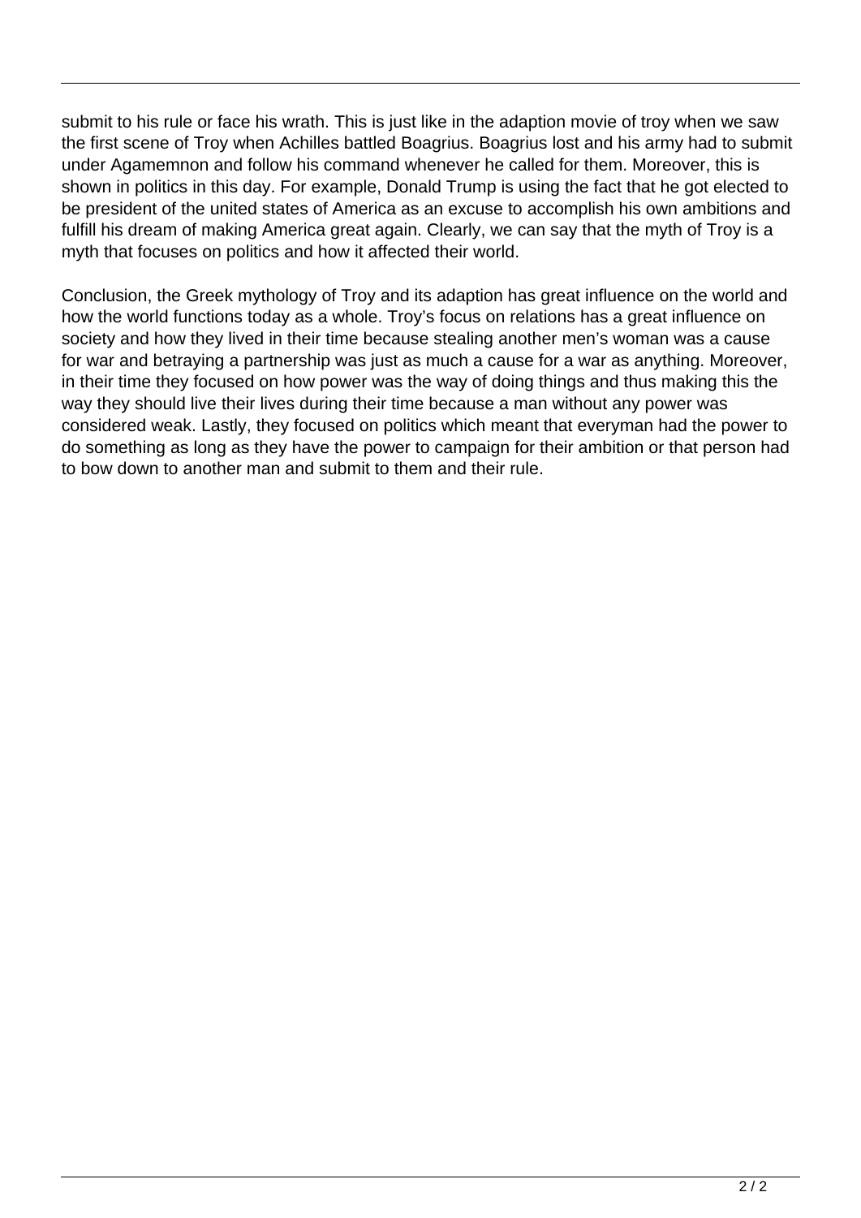submit to his rule or face his wrath. This is just like in the adaption movie of troy when we saw the first scene of Troy when Achilles battled Boagrius. Boagrius lost and his army had to submit under Agamemnon and follow his command whenever he called for them. Moreover, this is shown in politics in this day. For example, Donald Trump is using the fact that he got elected to be president of the united states of America as an excuse to accomplish his own ambitions and fulfill his dream of making America great again. Clearly, we can say that the myth of Troy is a myth that focuses on politics and how it affected their world.

Conclusion, the Greek mythology of Troy and its adaption has great influence on the world and how the world functions today as a whole. Troy's focus on relations has a great influence on society and how they lived in their time because stealing another men's woman was a cause for war and betraying a partnership was just as much a cause for a war as anything. Moreover, in their time they focused on how power was the way of doing things and thus making this the way they should live their lives during their time because a man without any power was considered weak. Lastly, they focused on politics which meant that everyman had the power to do something as long as they have the power to campaign for their ambition or that person had to bow down to another man and submit to them and their rule.